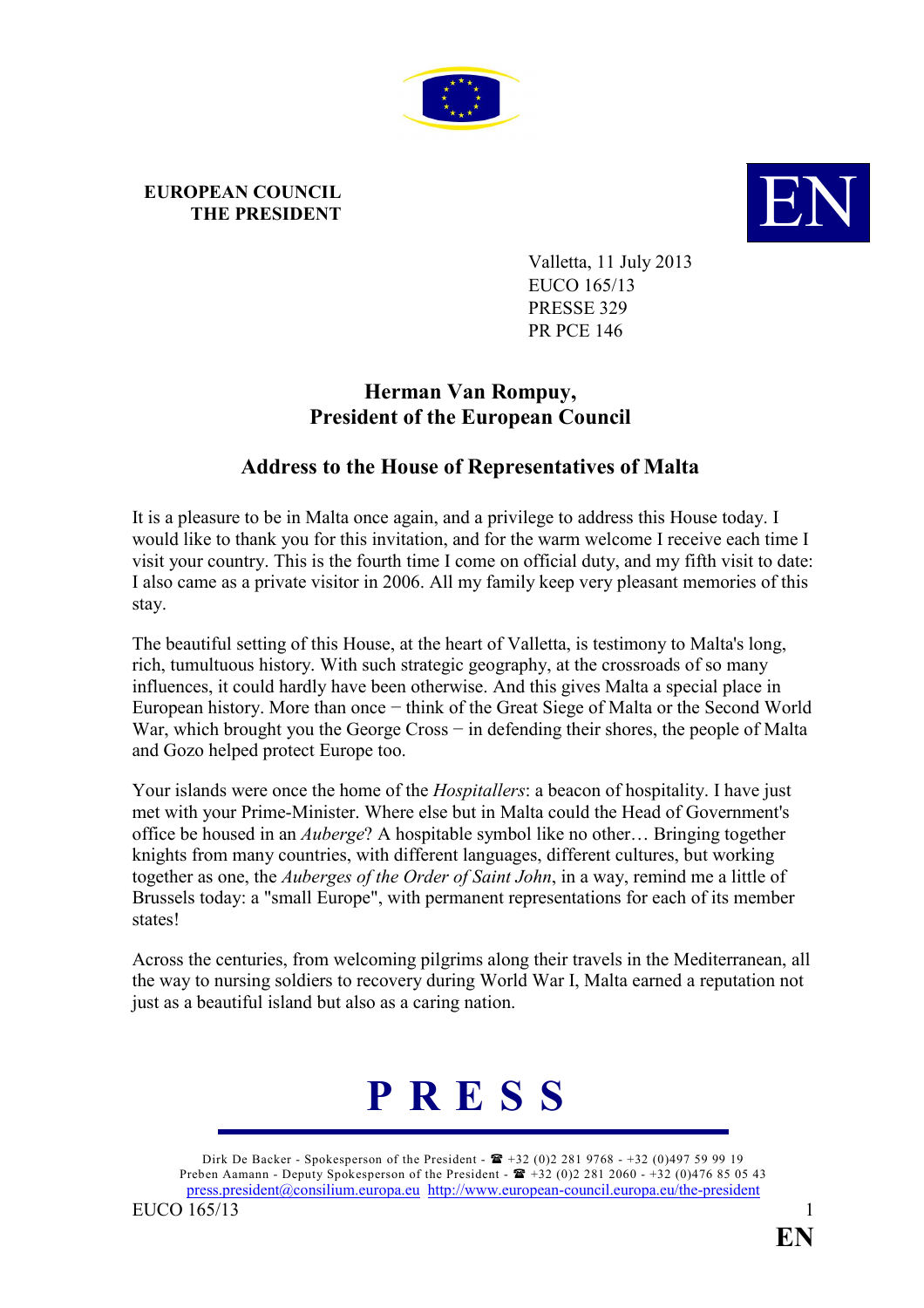**EUROPEAN COUNCIL**
**THE PRESIDENT**

EN

Valletta, 11 July 2013
EUCO 165/13
PRESSE 329
PR PCE 146

## Herman Van Rompuy, President of the European Council

## Address to the House of Representatives of Malta

It is a pleasure to be in Malta once again, and a privilege to address this House today. I would like to thank you for this invitation, and for the warm welcome I receive each time I visit your country. This is the fourth time I come on official duty, and my fifth visit to date: I also came as a private visitor in 2006. All my family keep very pleasant memories of this stay.

The beautiful setting of this House, at the heart of Valletta, is testimony to Malta's long, rich, tumultuous history. With such strategic geography, at the crossroads of so many influences, it could hardly have been otherwise. And this gives Malta a special place in European history. More than once − think of the Great Siege of Malta or the Second World War, which brought you the George Cross − in defending their shores, the people of Malta and Gozo helped protect Europe too.

Your islands were once the home of the *Hospitallers*: a beacon of hospitality. I have just met with your Prime-Minister. Where else but in Malta could the Head of Government's office be housed in an *Auberge*? A hospitable symbol like no other… Bringing together knights from many countries, with different languages, different cultures, but working together as one, the *Auberges of the Order of Saint John*, in a way, remind me a little of Brussels today: a "small Europe", with permanent representations for each of its member states!

Across the centuries, from welcoming pilgrims along their travels in the Mediterranean, all the way to nursing soldiers to recovery during World War I, Malta earned a reputation not just as a beautiful island but also as a caring nation.

**PRESS**

Dirk De Backer - Spokesperson of the President - ☎ +32 (0)2 281 9768 - +32 (0)497 59 99 19
Preben Aamann - Deputy Spokesperson of the President - ☎ +32 (0)2 281 2060 - +32 (0)476 85 05 43
press.president@consilium.europa.eu http://www.european-council.europa.eu/the-president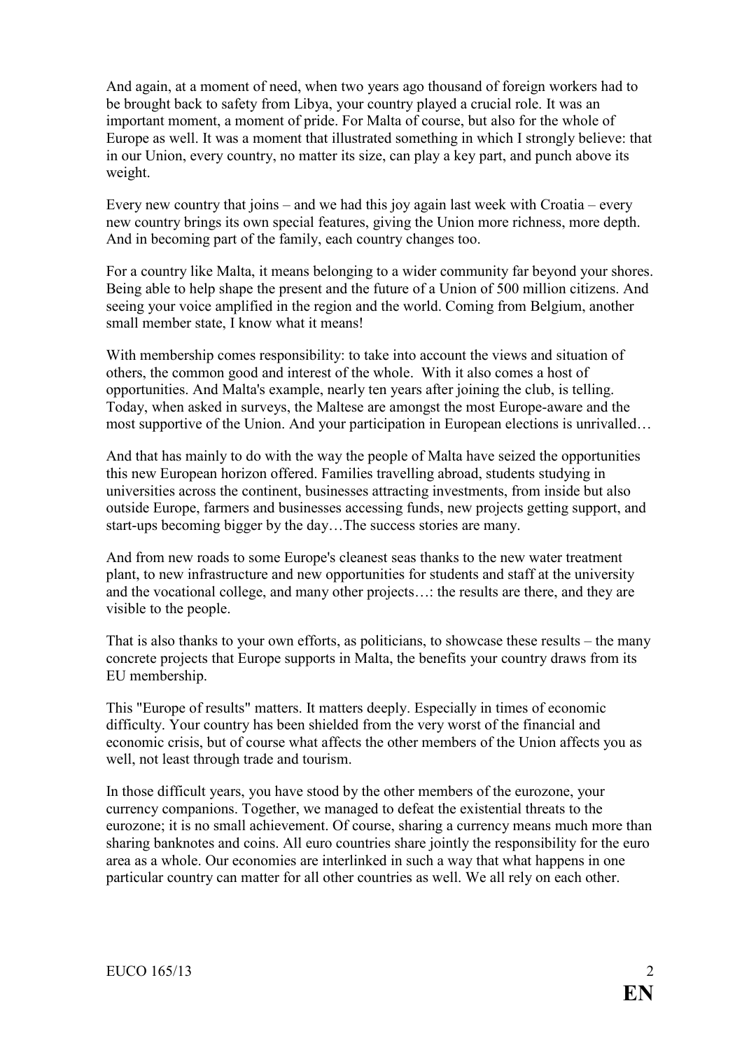And again, at a moment of need, when two years ago thousand of foreign workers had to be brought back to safety from Libya, your country played a crucial role. It was an important moment, a moment of pride. For Malta of course, but also for the whole of Europe as well. It was a moment that illustrated something in which I strongly believe: that in our Union, every country, no matter its size, can play a key part, and punch above its weight.

Every new country that joins – and we had this joy again last week with Croatia – every new country brings its own special features, giving the Union more richness, more depth. And in becoming part of the family, each country changes too.

For a country like Malta, it means belonging to a wider community far beyond your shores. Being able to help shape the present and the future of a Union of 500 million citizens. And seeing your voice amplified in the region and the world. Coming from Belgium, another small member state, I know what it means!

With membership comes responsibility: to take into account the views and situation of others, the common good and interest of the whole. With it also comes a host of opportunities. And Malta's example, nearly ten years after joining the club, is telling. Today, when asked in surveys, the Maltese are amongst the most Europe-aware and the most supportive of the Union. And your participation in European elections is unrivalled…

And that has mainly to do with the way the people of Malta have seized the opportunities this new European horizon offered. Families travelling abroad, students studying in universities across the continent, businesses attracting investments, from inside but also outside Europe, farmers and businesses accessing funds, new projects getting support, and start-ups becoming bigger by the day…The success stories are many.

And from new roads to some Europe's cleanest seas thanks to the new water treatment plant, to new infrastructure and new opportunities for students and staff at the university and the vocational college, and many other projects…: the results are there, and they are visible to the people.

That is also thanks to your own efforts, as politicians, to showcase these results – the many concrete projects that Europe supports in Malta, the benefits your country draws from its EU membership.

This "Europe of results" matters. It matters deeply. Especially in times of economic difficulty. Your country has been shielded from the very worst of the financial and economic crisis, but of course what affects the other members of the Union affects you as well, not least through trade and tourism.

In those difficult years, you have stood by the other members of the eurozone, your currency companions. Together, we managed to defeat the existential threats to the eurozone; it is no small achievement. Of course, sharing a currency means much more than sharing banknotes and coins. All euro countries share jointly the responsibility for the euro area as a whole. Our economies are interlinked in such a way that what happens in one particular country can matter for all other countries as well. We all rely on each other.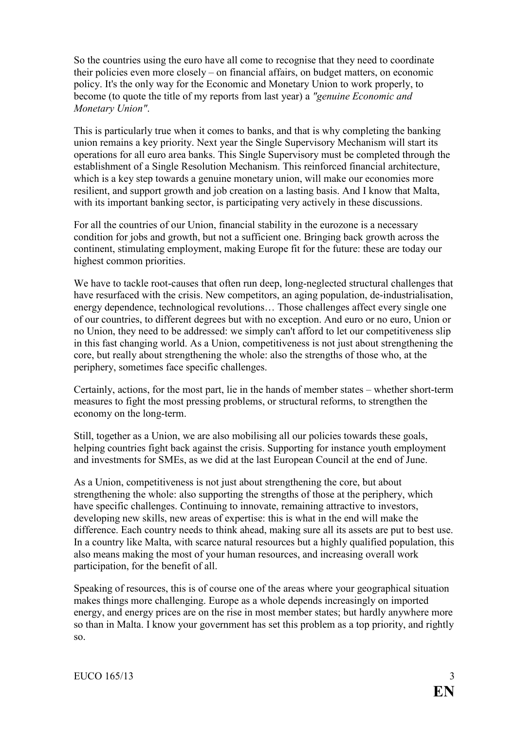So the countries using the euro have all come to recognise that they need to coordinate their policies even more closely – on financial affairs, on budget matters, on economic policy. It's the only way for the Economic and Monetary Union to work properly, to become (to quote the title of my reports from last year) a *"genuine Economic and Monetary Union"*.

This is particularly true when it comes to banks, and that is why completing the banking union remains a key priority. Next year the Single Supervisory Mechanism will start its operations for all euro area banks. This Single Supervisory must be completed through the establishment of a Single Resolution Mechanism. This reinforced financial architecture, which is a key step towards a genuine monetary union, will make our economies more resilient, and support growth and job creation on a lasting basis. And I know that Malta, with its important banking sector, is participating very actively in these discussions.

For all the countries of our Union, financial stability in the eurozone is a necessary condition for jobs and growth, but not a sufficient one. Bringing back growth across the continent, stimulating employment, making Europe fit for the future: these are today our highest common priorities.

We have to tackle root-causes that often run deep, long-neglected structural challenges that have resurfaced with the crisis. New competitors, an aging population, de-industrialisation, energy dependence, technological revolutions… Those challenges affect every single one of our countries, to different degrees but with no exception. And euro or no euro, Union or no Union, they need to be addressed: we simply can't afford to let our competitiveness slip in this fast changing world. As a Union, competitiveness is not just about strengthening the core, but really about strengthening the whole: also the strengths of those who, at the periphery, sometimes face specific challenges.

Certainly, actions, for the most part, lie in the hands of member states – whether short-term measures to fight the most pressing problems, or structural reforms, to strengthen the economy on the long-term.

Still, together as a Union, we are also mobilising all our policies towards these goals, helping countries fight back against the crisis. Supporting for instance youth employment and investments for SMEs, as we did at the last European Council at the end of June.

As a Union, competitiveness is not just about strengthening the core, but about strengthening the whole: also supporting the strengths of those at the periphery, which have specific challenges. Continuing to innovate, remaining attractive to investors, developing new skills, new areas of expertise: this is what in the end will make the difference. Each country needs to think ahead, making sure all its assets are put to best use. In a country like Malta, with scarce natural resources but a highly qualified population, this also means making the most of your human resources, and increasing overall work participation, for the benefit of all.

Speaking of resources, this is of course one of the areas where your geographical situation makes things more challenging. Europe as a whole depends increasingly on imported energy, and energy prices are on the rise in most member states; but hardly anywhere more so than in Malta. I know your government has set this problem as a top priority, and rightly so.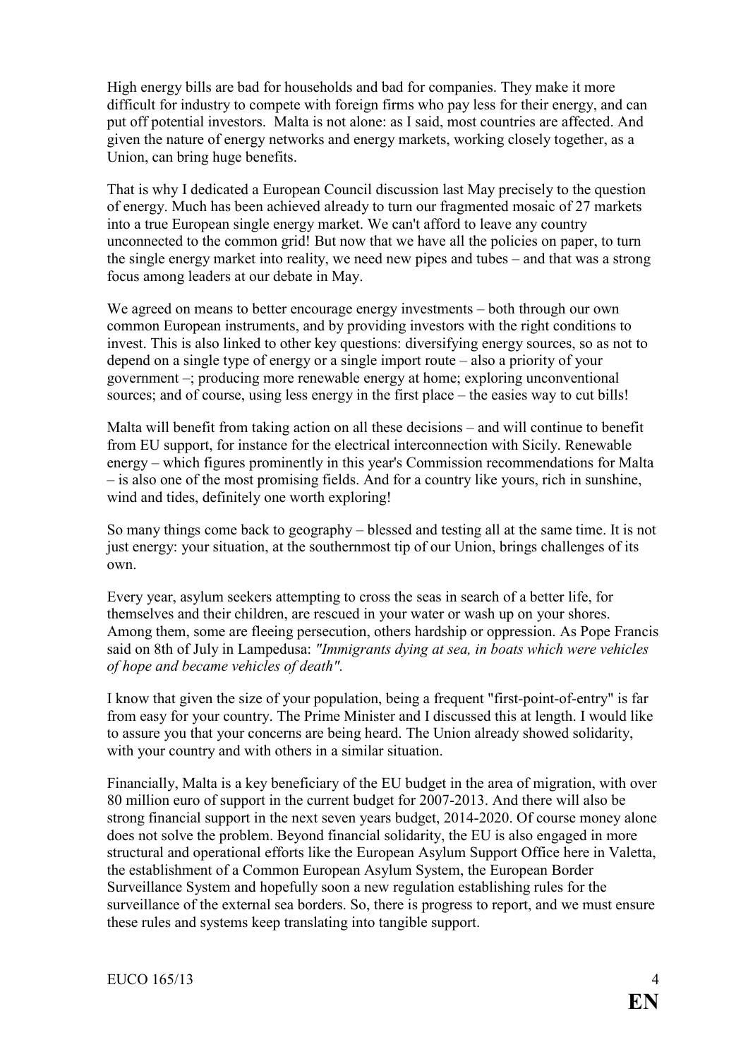High energy bills are bad for households and bad for companies. They make it more difficult for industry to compete with foreign firms who pay less for their energy, and can put off potential investors. Malta is not alone: as I said, most countries are affected. And given the nature of energy networks and energy markets, working closely together, as a Union, can bring huge benefits.

That is why I dedicated a European Council discussion last May precisely to the question of energy. Much has been achieved already to turn our fragmented mosaic of 27 markets into a true European single energy market. We can't afford to leave any country unconnected to the common grid! But now that we have all the policies on paper, to turn the single energy market into reality, we need new pipes and tubes – and that was a strong focus among leaders at our debate in May.

We agreed on means to better encourage energy investments – both through our own common European instruments, and by providing investors with the right conditions to invest. This is also linked to other key questions: diversifying energy sources, so as not to depend on a single type of energy or a single import route – also a priority of your government –; producing more renewable energy at home; exploring unconventional sources; and of course, using less energy in the first place – the easies way to cut bills!

Malta will benefit from taking action on all these decisions – and will continue to benefit from EU support, for instance for the electrical interconnection with Sicily. Renewable energy – which figures prominently in this year's Commission recommendations for Malta – is also one of the most promising fields. And for a country like yours, rich in sunshine, wind and tides, definitely one worth exploring!

So many things come back to geography – blessed and testing all at the same time. It is not just energy: your situation, at the southernmost tip of our Union, brings challenges of its own.

Every year, asylum seekers attempting to cross the seas in search of a better life, for themselves and their children, are rescued in your water or wash up on your shores. Among them, some are fleeing persecution, others hardship or oppression. As Pope Francis said on 8th of July in Lampedusa: *"Immigrants dying at sea, in boats which were vehicles of hope and became vehicles of death".*

I know that given the size of your population, being a frequent "first-point-of-entry" is far from easy for your country. The Prime Minister and I discussed this at length. I would like to assure you that your concerns are being heard. The Union already showed solidarity, with your country and with others in a similar situation.

Financially, Malta is a key beneficiary of the EU budget in the area of migration, with over 80 million euro of support in the current budget for 2007-2013. And there will also be strong financial support in the next seven years budget, 2014-2020. Of course money alone does not solve the problem. Beyond financial solidarity, the EU is also engaged in more structural and operational efforts like the European Asylum Support Office here in Valetta, the establishment of a Common European Asylum System, the European Border Surveillance System and hopefully soon a new regulation establishing rules for the surveillance of the external sea borders. So, there is progress to report, and we must ensure these rules and systems keep translating into tangible support.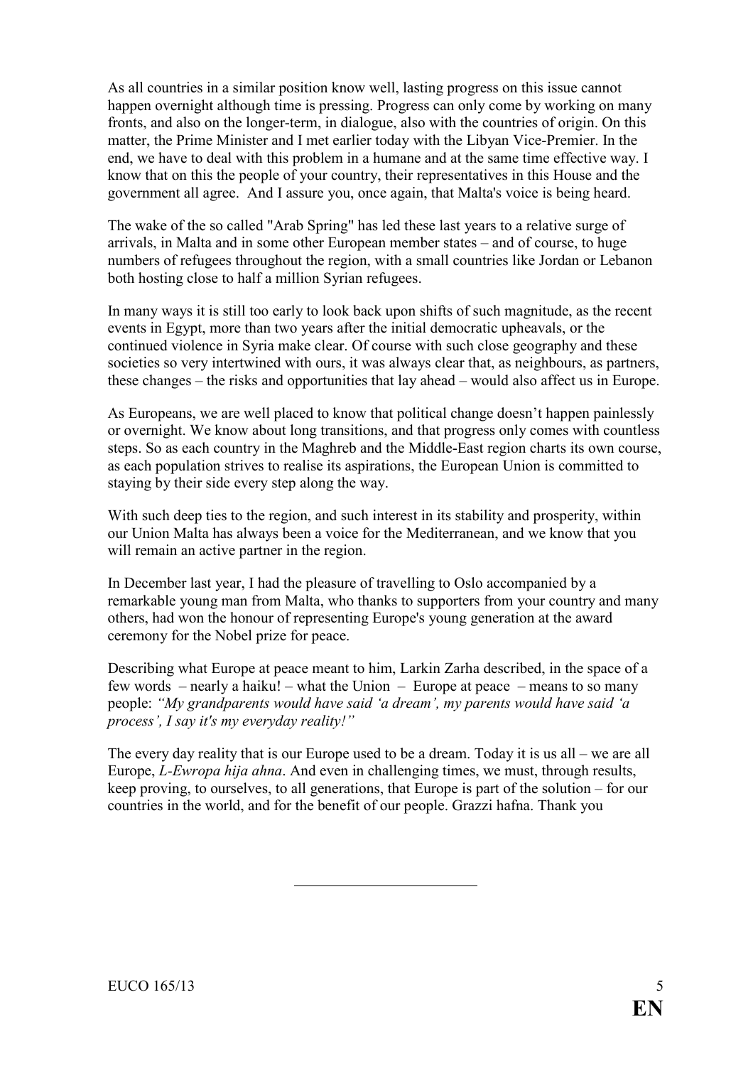As all countries in a similar position know well, lasting progress on this issue cannot happen overnight although time is pressing. Progress can only come by working on many fronts, and also on the longer-term, in dialogue, also with the countries of origin. On this matter, the Prime Minister and I met earlier today with the Libyan Vice-Premier. In the end, we have to deal with this problem in a humane and at the same time effective way. I know that on this the people of your country, their representatives in this House and the government all agree. And I assure you, once again, that Malta's voice is being heard.

The wake of the so called "Arab Spring" has led these last years to a relative surge of arrivals, in Malta and in some other European member states – and of course, to huge numbers of refugees throughout the region, with a small countries like Jordan or Lebanon both hosting close to half a million Syrian refugees.

In many ways it is still too early to look back upon shifts of such magnitude, as the recent events in Egypt, more than two years after the initial democratic upheavals, or the continued violence in Syria make clear. Of course with such close geography and these societies so very intertwined with ours, it was always clear that, as neighbours, as partners, these changes – the risks and opportunities that lay ahead – would also affect us in Europe.

As Europeans, we are well placed to know that political change doesn't happen painlessly or overnight. We know about long transitions, and that progress only comes with countless steps. So as each country in the Maghreb and the Middle-East region charts its own course, as each population strives to realise its aspirations, the European Union is committed to staying by their side every step along the way.

With such deep ties to the region, and such interest in its stability and prosperity, within our Union Malta has always been a voice for the Mediterranean, and we know that you will remain an active partner in the region.

In December last year, I had the pleasure of travelling to Oslo accompanied by a remarkable young man from Malta, who thanks to supporters from your country and many others, had won the honour of representing Europe's young generation at the award ceremony for the Nobel prize for peace.

Describing what Europe at peace meant to him, Larkin Zarha described, in the space of a few words – nearly a haiku! – what the Union – Europe at peace – means to so many people: *"My grandparents would have said 'a dream', my parents would have said 'a process', I say it's my everyday reality!"*

The every day reality that is our Europe used to be a dream. Today it is us all – we are all Europe, *L-Ewropa hija ahna*. And even in challenging times, we must, through results, keep proving, to ourselves, to all generations, that Europe is part of the solution – for our countries in the world, and for the benefit of our people. Grazzi hafna. Thank you